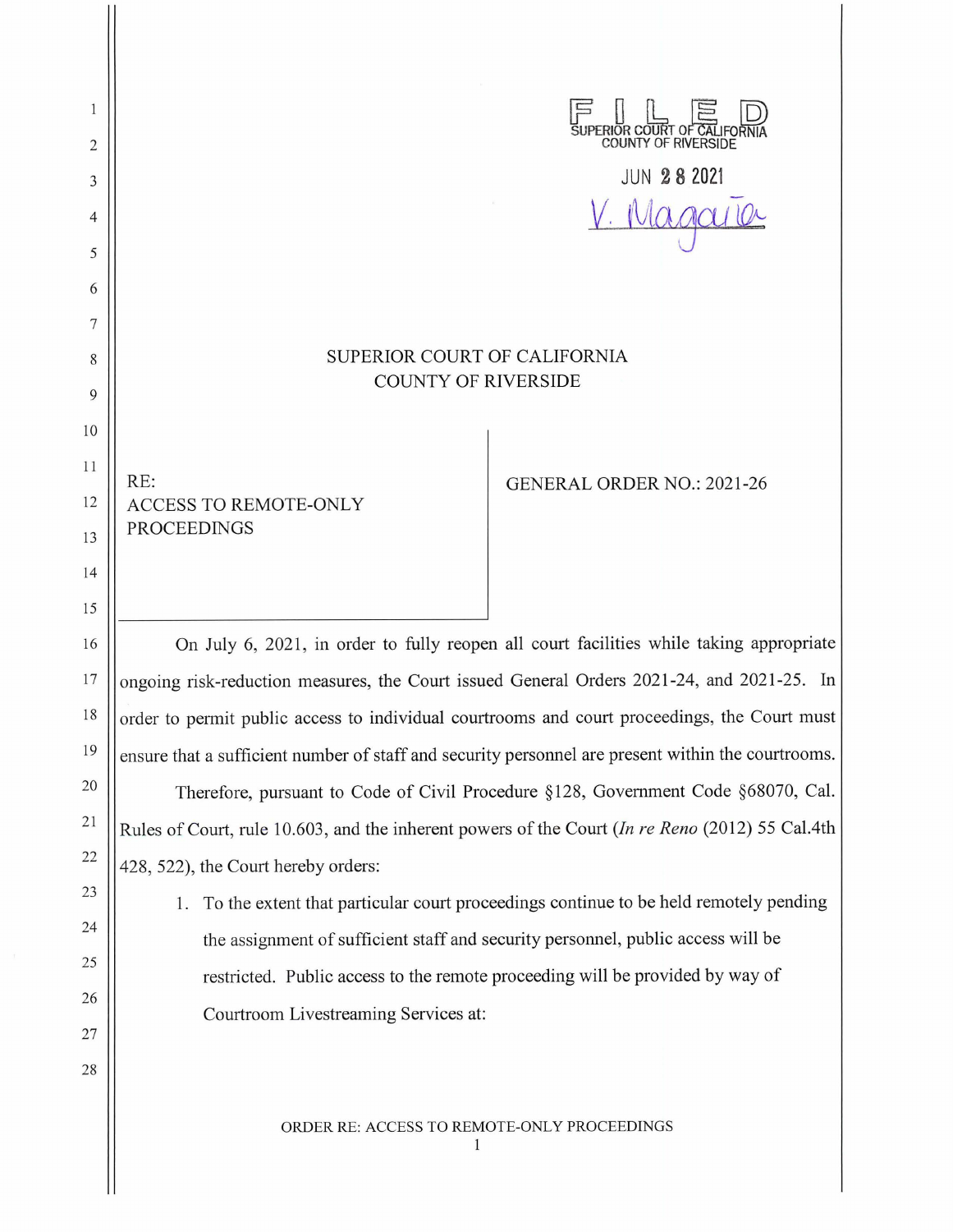FILED
SUPERIOR COURT OF CALIFORNIA
COUNTY OF RIVERSIDE

JUN 28 2021

V. Magaña

SUPERIOR COURT OF CALIFORNIA
COUNTY OF RIVERSIDE

RE:
ACCESS TO REMOTE-ONLY PROCEEDINGS

GENERAL ORDER NO.: 2021-26

On July 6, 2021, in order to fully reopen all court facilities while taking appropriate ongoing risk-reduction measures, the Court issued General Orders 2021-24, and 2021-25. In order to permit public access to individual courtrooms and court proceedings, the Court must ensure that a sufficient number of staff and security personnel are present within the courtrooms.

Therefore, pursuant to Code of Civil Procedure §128, Government Code §68070, Cal. Rules of Court, rule 10.603, and the inherent powers of the Court (*In re Reno* (2012) 55 Cal.4th 428, 522), the Court hereby orders:

1. To the extent that particular court proceedings continue to be held remotely pending the assignment of sufficient staff and security personnel, public access will be restricted. Public access to the remote proceeding will be provided by way of Courtroom Livestreaming Services at: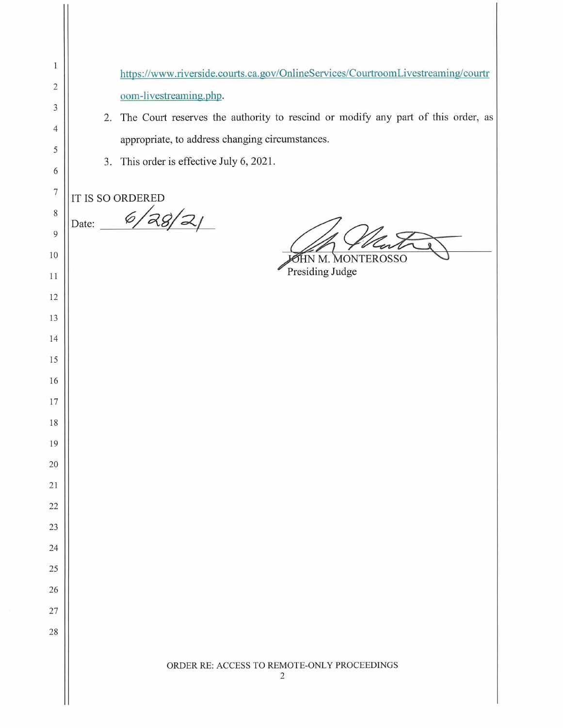https://www.riverside.courts.ca.gov/OnlineServices/CourtroomLivestreaming/courtroom-livestreaming.php.

2. The Court reserves the authority to rescind or modify any part of this order, as appropriate, to address changing circumstances.
3. This order is effective July 6, 2021.

IT IS SO ORDERED

Date: 6/28/21

JOHN M. MONTEROSSO
Presiding Judge

ORDER RE: ACCESS TO REMOTE-ONLY PROCEEDINGS